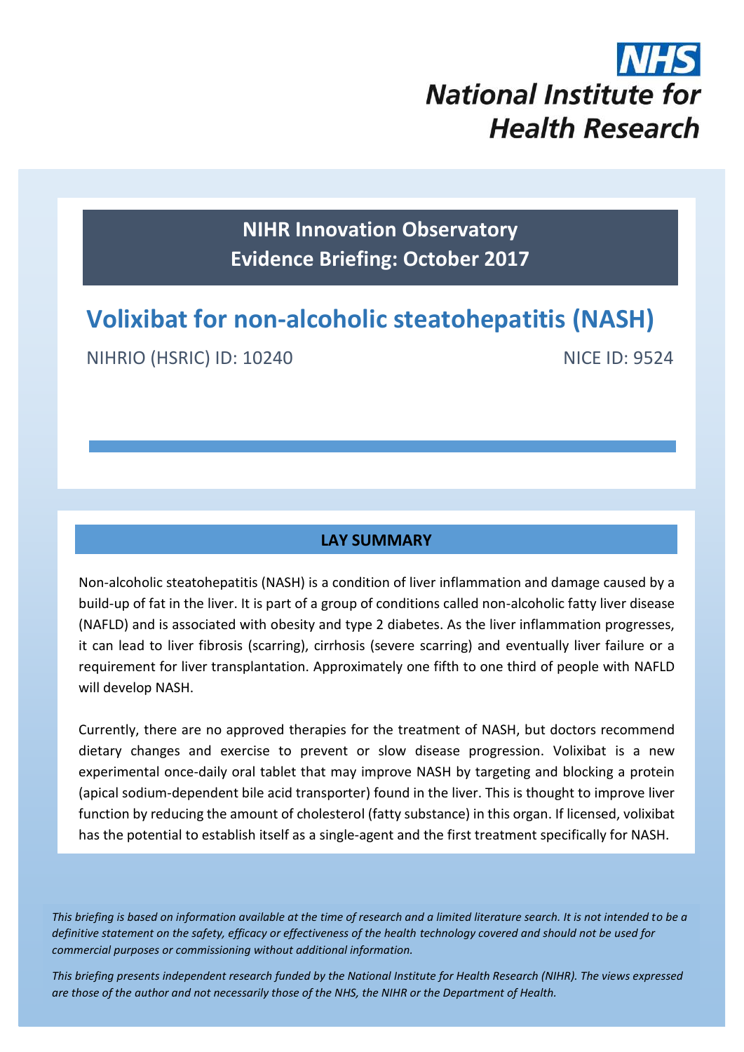NHS

National Institute for Health Research

**NIHR Innovation Observatory**
**Evidence Briefing: October 2017**

# Volixibat for non-alcoholic steatohepatitis (NASH)

NIHRIO (HSRIC) ID: 10240 NICE ID: 9524

## LAY SUMMARY

Non-alcoholic steatohepatitis (NASH) is a condition of liver inflammation and damage caused by a build-up of fat in the liver. It is part of a group of conditions called non-alcoholic fatty liver disease (NAFLD) and is associated with obesity and type 2 diabetes. As the liver inflammation progresses, it can lead to liver fibrosis (scarring), cirrhosis (severe scarring) and eventually liver failure or a requirement for liver transplantation. Approximately one fifth to one third of people with NAFLD will develop NASH.

Currently, there are no approved therapies for the treatment of NASH, but doctors recommend dietary changes and exercise to prevent or slow disease progression. Volixibat is a new experimental once-daily oral tablet that may improve NASH by targeting and blocking a protein (apical sodium-dependent bile acid transporter) found in the liver. This is thought to improve liver function by reducing the amount of cholesterol (fatty substance) in this organ. If licensed, volixibat has the potential to establish itself as a single-agent and the first treatment specifically for NASH.

*This briefing is based on information available at the time of research and a limited literature search. It is not intended to be a definitive statement on the safety, efficacy or effectiveness of the health technology covered and should not be used for commercial purposes or commissioning without additional information.*

*This briefing presents independent research funded by the National Institute for Health Research (NIHR). The views expressed are those of the author and not necessarily those of the NHS, the NIHR or the Department of Health.*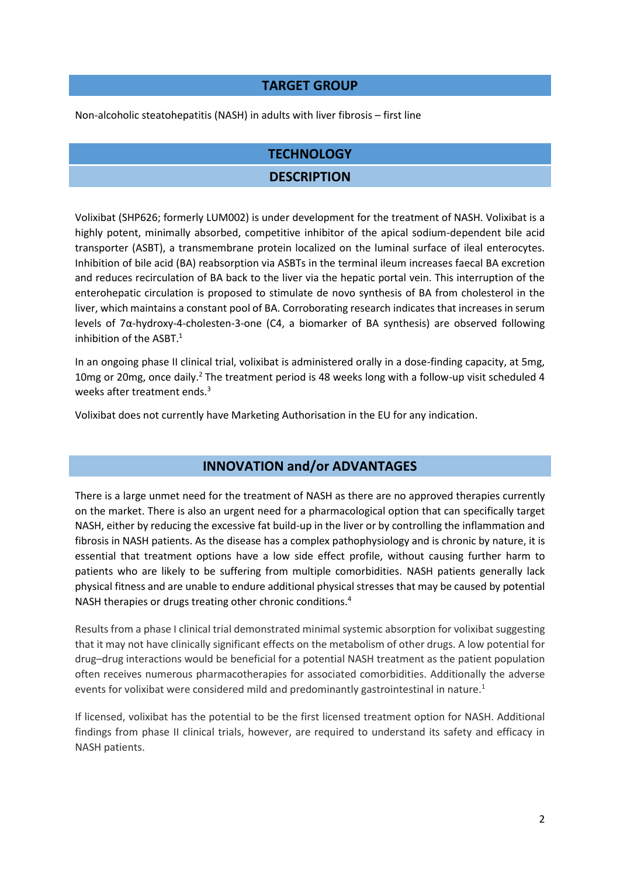## TARGET GROUP

Non-alcoholic steatohepatitis (NASH) in adults with liver fibrosis – first line

## TECHNOLOGY

### DESCRIPTION

Volixibat (SHP626; formerly LUM002) is under development for the treatment of NASH. Volixibat is a highly potent, minimally absorbed, competitive inhibitor of the apical sodium-dependent bile acid transporter (ASBT), a transmembrane protein localized on the luminal surface of ileal enterocytes. Inhibition of bile acid (BA) reabsorption via ASBTs in the terminal ileum increases faecal BA excretion and reduces recirculation of BA back to the liver via the hepatic portal vein. This interruption of the enterohepatic circulation is proposed to stimulate de novo synthesis of BA from cholesterol in the liver, which maintains a constant pool of BA. Corroborating research indicates that increases in serum levels of 7α-hydroxy-4-cholesten-3-one (C4, a biomarker of BA synthesis) are observed following inhibition of the ASBT.[1]

In an ongoing phase II clinical trial, volixibat is administered orally in a dose-finding capacity, at 5mg, 10mg or 20mg, once daily.[2] The treatment period is 48 weeks long with a follow-up visit scheduled 4 weeks after treatment ends.[3]

Volixibat does not currently have Marketing Authorisation in the EU for any indication.

## INNOVATION and/or ADVANTAGES

There is a large unmet need for the treatment of NASH as there are no approved therapies currently on the market. There is also an urgent need for a pharmacological option that can specifically target NASH, either by reducing the excessive fat build-up in the liver or by controlling the inflammation and fibrosis in NASH patients. As the disease has a complex pathophysiology and is chronic by nature, it is essential that treatment options have a low side effect profile, without causing further harm to patients who are likely to be suffering from multiple comorbidities. NASH patients generally lack physical fitness and are unable to endure additional physical stresses that may be caused by potential NASH therapies or drugs treating other chronic conditions.[4]

Results from a phase I clinical trial demonstrated minimal systemic absorption for volixibat suggesting that it may not have clinically significant effects on the metabolism of other drugs. A low potential for drug–drug interactions would be beneficial for a potential NASH treatment as the patient population often receives numerous pharmacotherapies for associated comorbidities. Additionally the adverse events for volixibat were considered mild and predominantly gastrointestinal in nature.[1]

If licensed, volixibat has the potential to be the first licensed treatment option for NASH. Additional findings from phase II clinical trials, however, are required to understand its safety and efficacy in NASH patients.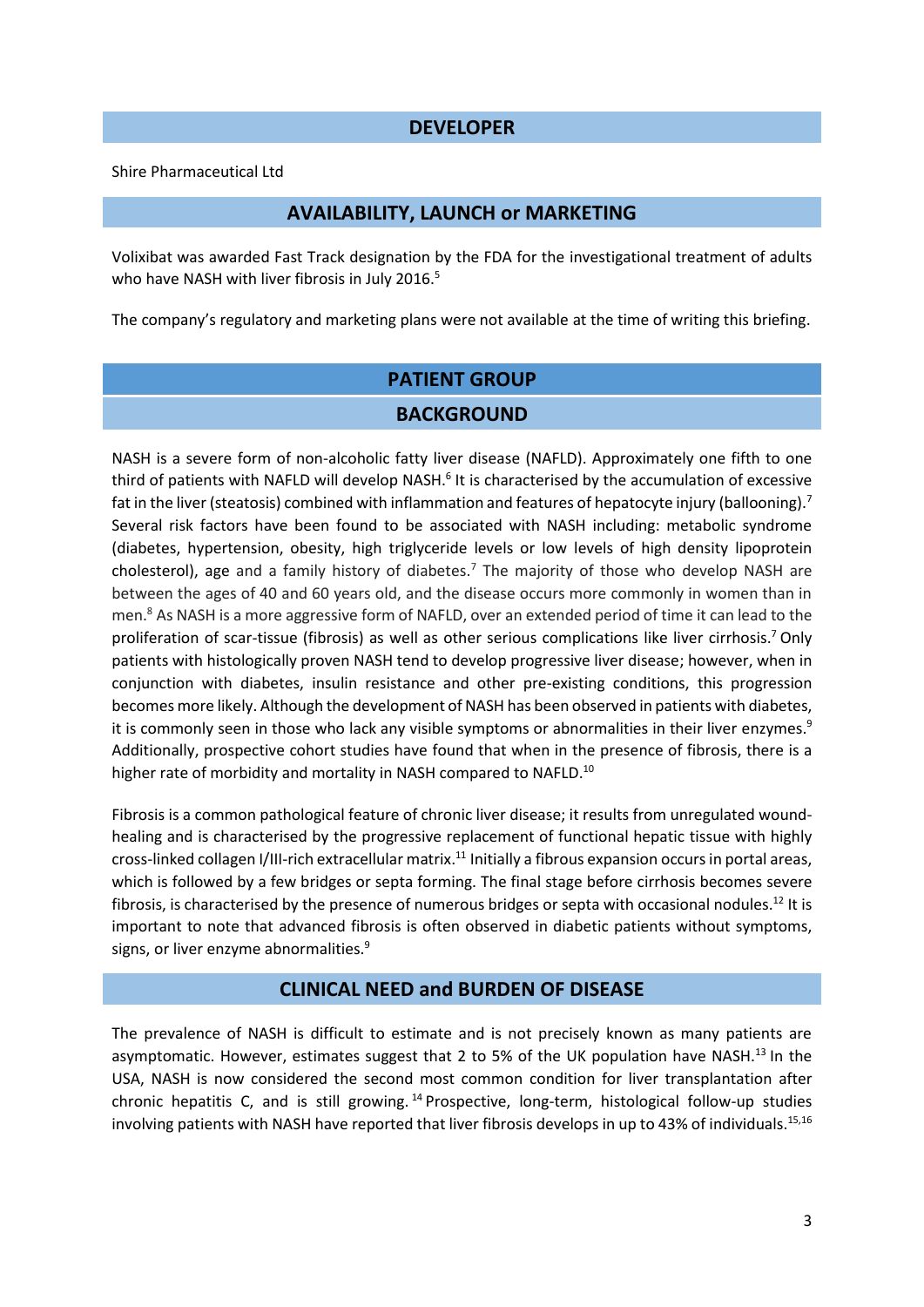## DEVELOPER

Shire Pharmaceutical Ltd

## AVAILABILITY, LAUNCH or MARKETING

Volixibat was awarded Fast Track designation by the FDA for the investigational treatment of adults who have NASH with liver fibrosis in July 2016.[5]

The company's regulatory and marketing plans were not available at the time of writing this briefing.

## PATIENT GROUP

## BACKGROUND

NASH is a severe form of non-alcoholic fatty liver disease (NAFLD). Approximately one fifth to one third of patients with NAFLD will develop NASH.[6] It is characterised by the accumulation of excessive fat in the liver (steatosis) combined with inflammation and features of hepatocyte injury (ballooning).[7] Several risk factors have been found to be associated with NASH including: metabolic syndrome (diabetes, hypertension, obesity, high triglyceride levels or low levels of high density lipoprotein cholesterol), age and a family history of diabetes.[7] The majority of those who develop NASH are between the ages of 40 and 60 years old, and the disease occurs more commonly in women than in men.[8] As NASH is a more aggressive form of NAFLD, over an extended period of time it can lead to the proliferation of scar-tissue (fibrosis) as well as other serious complications like liver cirrhosis.[7] Only patients with histologically proven NASH tend to develop progressive liver disease; however, when in conjunction with diabetes, insulin resistance and other pre-existing conditions, this progression becomes more likely. Although the development of NASH has been observed in patients with diabetes, it is commonly seen in those who lack any visible symptoms or abnormalities in their liver enzymes.[9] Additionally, prospective cohort studies have found that when in the presence of fibrosis, there is a higher rate of morbidity and mortality in NASH compared to NAFLD.[10]

Fibrosis is a common pathological feature of chronic liver disease; it results from unregulated wound-healing and is characterised by the progressive replacement of functional hepatic tissue with highly cross-linked collagen I/III-rich extracellular matrix.[11] Initially a fibrous expansion occurs in portal areas, which is followed by a few bridges or septa forming. The final stage before cirrhosis becomes severe fibrosis, is characterised by the presence of numerous bridges or septa with occasional nodules.[12] It is important to note that advanced fibrosis is often observed in diabetic patients without symptoms, signs, or liver enzyme abnormalities.[9]

## CLINICAL NEED and BURDEN OF DISEASE

The prevalence of NASH is difficult to estimate and is not precisely known as many patients are asymptomatic. However, estimates suggest that 2 to 5% of the UK population have NASH.[13] In the USA, NASH is now considered the second most common condition for liver transplantation after chronic hepatitis C, and is still growing.[14] Prospective, long-term, histological follow-up studies involving patients with NASH have reported that liver fibrosis develops in up to 43% of individuals.[15,16]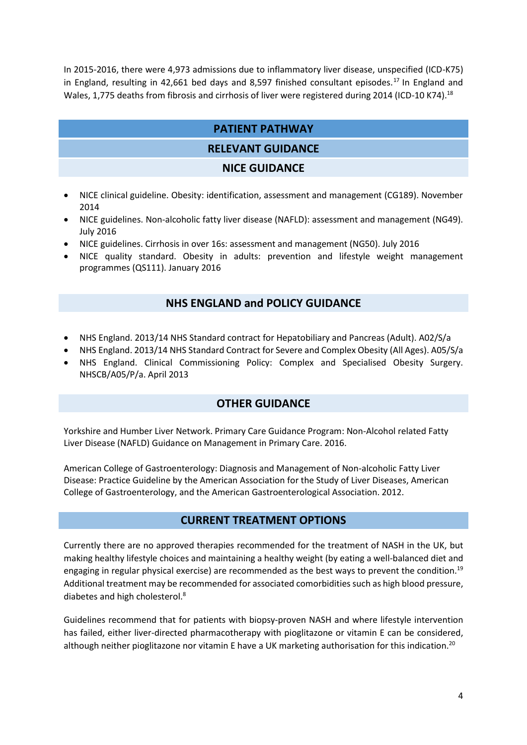In 2015-2016, there were 4,973 admissions due to inflammatory liver disease, unspecified (ICD-K75) in England, resulting in 42,661 bed days and 8,597 finished consultant episodes.[17] In England and Wales, 1,775 deaths from fibrosis and cirrhosis of liver were registered during 2014 (ICD-10 K74).[18]

## PATIENT PATHWAY

## RELEVANT GUIDANCE

### NICE GUIDANCE

- NICE clinical guideline. Obesity: identification, assessment and management (CG189). November 2014
- NICE guidelines. Non-alcoholic fatty liver disease (NAFLD): assessment and management (NG49). July 2016
- NICE guidelines. Cirrhosis in over 16s: assessment and management (NG50). July 2016
- NICE quality standard. Obesity in adults: prevention and lifestyle weight management programmes (QS111). January 2016

### NHS ENGLAND and POLICY GUIDANCE

- NHS England. 2013/14 NHS Standard contract for Hepatobiliary and Pancreas (Adult). A02/S/a
- NHS England. 2013/14 NHS Standard Contract for Severe and Complex Obesity (All Ages). A05/S/a
- NHS England. Clinical Commissioning Policy: Complex and Specialised Obesity Surgery. NHSCB/A05/P/a. April 2013

### OTHER GUIDANCE

Yorkshire and Humber Liver Network. Primary Care Guidance Program: Non-Alcohol related Fatty Liver Disease (NAFLD) Guidance on Management in Primary Care. 2016.

American College of Gastroenterology: Diagnosis and Management of Non-alcoholic Fatty Liver Disease: Practice Guideline by the American Association for the Study of Liver Diseases, American College of Gastroenterology, and the American Gastroenterological Association. 2012.

## CURRENT TREATMENT OPTIONS

Currently there are no approved therapies recommended for the treatment of NASH in the UK, but making healthy lifestyle choices and maintaining a healthy weight (by eating a well-balanced diet and engaging in regular physical exercise) are recommended as the best ways to prevent the condition.[19] Additional treatment may be recommended for associated comorbidities such as high blood pressure, diabetes and high cholesterol.[8]

Guidelines recommend that for patients with biopsy-proven NASH and where lifestyle intervention has failed, either liver-directed pharmacotherapy with pioglitazone or vitamin E can be considered, although neither pioglitazone nor vitamin E have a UK marketing authorisation for this indication.[20]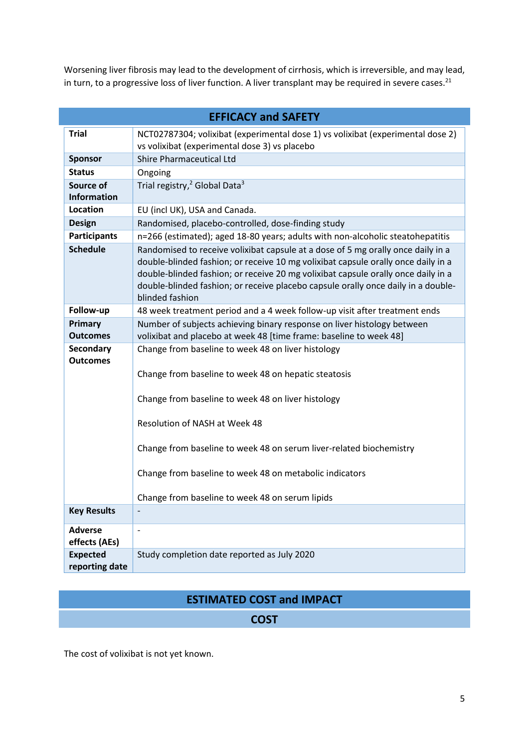Worsening liver fibrosis may lead to the development of cirrhosis, which is irreversible, and may lead, in turn, to a progressive loss of liver function. A liver transplant may be required in severe cases.[21]

## EFFICACY and SAFETY

| | |
|---|---|
| **Trial** | NCT02787304; volixibat (experimental dose 1) vs volixibat (experimental dose 2) vs volixibat (experimental dose 3) vs placebo |
| **Sponsor** | Shire Pharmaceutical Ltd |
| **Status** | Ongoing |
| **Source of Information** | Trial registry,[2] Global Data[3] |
| **Location** | EU (incl UK), USA and Canada. |
| **Design** | Randomised, placebo-controlled, dose-finding study |
| **Participants** | n=266 (estimated); aged 18-80 years; adults with non-alcoholic steatohepatitis |
| **Schedule** | Randomised to receive volixibat capsule at a dose of 5 mg orally once daily in a double-blinded fashion; or receive 10 mg volixibat capsule orally once daily in a double-blinded fashion; or receive 20 mg volixibat capsule orally once daily in a double-blinded fashion; or receive placebo capsule orally once daily in a double-blinded fashion |
| **Follow-up** | 48 week treatment period and a 4 week follow-up visit after treatment ends |
| **Primary Outcomes** | Number of subjects achieving binary response on liver histology between volixibat and placebo at week 48 [time frame: baseline to week 48] |
| **Secondary Outcomes** | Change from baseline to week 48 on liver histology<br><br>Change from baseline to week 48 on hepatic steatosis<br><br>Change from baseline to week 48 on liver histology<br><br>Resolution of NASH at Week 48<br><br>Change from baseline to week 48 on serum liver-related biochemistry<br><br>Change from baseline to week 48 on metabolic indicators<br><br>Change from baseline to week 48 on serum lipids |
| **Key Results** | - |
| **Adverse effects (AEs)** | - |
| **Expected reporting date** | Study completion date reported as July 2020 |

## ESTIMATED COST and IMPACT

### COST

The cost of volixibat is not yet known.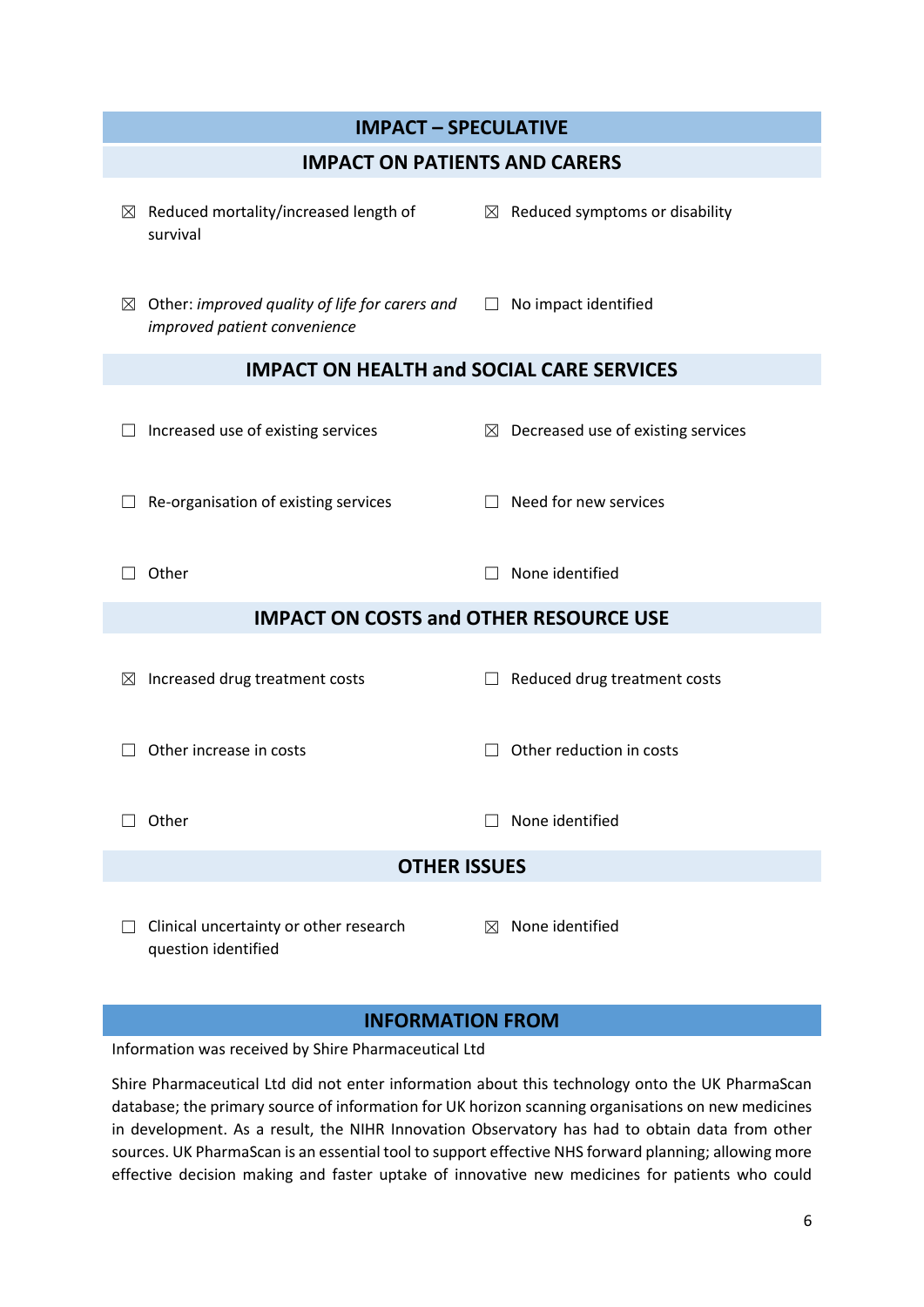## IMPACT – SPECULATIVE

### IMPACT ON PATIENTS AND CARERS

☒ Reduced mortality/increased length of survival

☒ Reduced symptoms or disability

☒ Other: *improved quality of life for carers and improved patient convenience*

☐ No impact identified

### IMPACT ON HEALTH and SOCIAL CARE SERVICES

☐ Increased use of existing services

☒ Decreased use of existing services

☐ Re-organisation of existing services

☐ Need for new services

☐ Other

☐ None identified

### IMPACT ON COSTS and OTHER RESOURCE USE

☒ Increased drug treatment costs

☐ Reduced drug treatment costs

☐ Other increase in costs

☐ Other reduction in costs

☐ Other

☐ None identified

### OTHER ISSUES

☐ Clinical uncertainty or other research question identified

☒ None identified

## INFORMATION FROM

Information was received by Shire Pharmaceutical Ltd

Shire Pharmaceutical Ltd did not enter information about this technology onto the UK PharmaScan database; the primary source of information for UK horizon scanning organisations on new medicines in development. As a result, the NIHR Innovation Observatory has had to obtain data from other sources. UK PharmaScan is an essential tool to support effective NHS forward planning; allowing more effective decision making and faster uptake of innovative new medicines for patients who could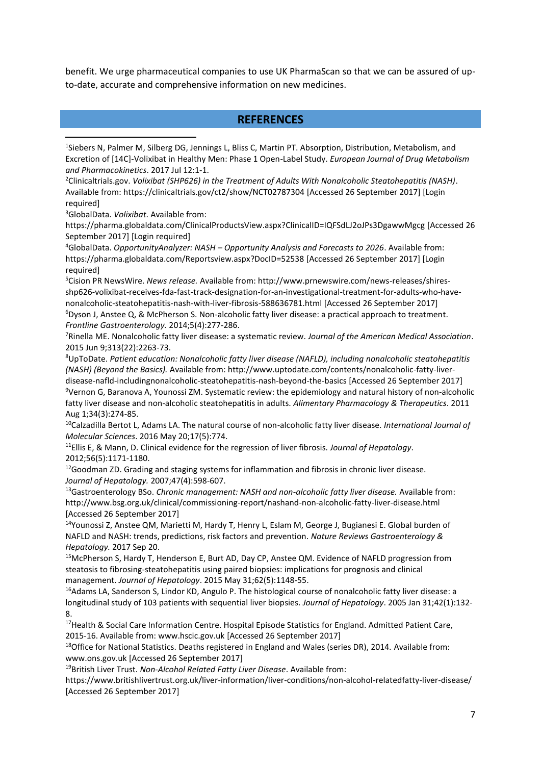benefit. We urge pharmaceutical companies to use UK PharmaScan so that we can be assured of up-to-date, accurate and comprehensive information on new medicines.

## REFERENCES

[1]Siebers N, Palmer M, Silberg DG, Jennings L, Bliss C, Martin PT. Absorption, Distribution, Metabolism, and Excretion of [14C]-Volixibat in Healthy Men: Phase 1 Open-Label Study. *European Journal of Drug Metabolism and Pharmacokinetics*. 2017 Jul 12:1-1.

[2]Clinicaltrials.gov. *Volixibat (SHP626) in the Treatment of Adults With Nonalcoholic Steatohepatitis (NASH)*. Available from: https://clinicaltrials.gov/ct2/show/NCT02787304 [Accessed 26 September 2017] [Login required]

[3]GlobalData. *Volixibat*. Available from: https://pharma.globaldata.com/ClinicalProductsView.aspx?ClinicalID=IQFSdLJ2oJPs3DgawwMgcg [Accessed 26 September 2017] [Login required]

[4]GlobalData. *OpportunityAnalyzer: NASH – Opportunity Analysis and Forecasts to 2026*. Available from: https://pharma.globaldata.com/Reportsview.aspx?DocID=52538 [Accessed 26 September 2017] [Login required]

[5]Cision PR NewsWire. *News release.* Available from: http://www.prnewswire.com/news-releases/shires-shp626-volixibat-receives-fda-fast-track-designation-for-an-investigational-treatment-for-adults-who-have-nonalcoholic-steatohepatitis-nash-with-liver-fibrosis-588636781.html [Accessed 26 September 2017]

[6]Dyson J, Anstee Q, & McPherson S. Non-alcoholic fatty liver disease: a practical approach to treatment. *Frontline Gastroenterology.* 2014;5(4):277-286.

[7]Rinella ME. Nonalcoholic fatty liver disease: a systematic review. *Journal of the American Medical Association*. 2015 Jun 9;313(22):2263-73.

[8]UpToDate. *Patient education: Nonalcoholic fatty liver disease (NAFLD), including nonalcoholic steatohepatitis (NASH) (Beyond the Basics).* Available from: http://www.uptodate.com/contents/nonalcoholic-fatty-liver-disease-nafld-includingnonalcoholic-steatohepatitis-nash-beyond-the-basics [Accessed 26 September 2017]

[9]Vernon G, Baranova A, Younossi ZM. Systematic review: the epidemiology and natural history of non-alcoholic fatty liver disease and non-alcoholic steatohepatitis in adults. *Alimentary Pharmacology & Therapeutics*. 2011 Aug 1;34(3):274-85.

[10]Calzadilla Bertot L, Adams LA. The natural course of non-alcoholic fatty liver disease. *International Journal of Molecular Sciences*. 2016 May 20;17(5):774.

[11]Ellis E, & Mann, D. Clinical evidence for the regression of liver fibrosis. *Journal of Hepatology*. 2012;56(5):1171-1180.

[12]Goodman ZD. Grading and staging systems for inflammation and fibrosis in chronic liver disease. *Journal of Hepatology.* 2007;47(4):598-607.

[13]Gastroenterology BSo. *Chronic management: NASH and non-alcoholic fatty liver disease.* Available from: http://www.bsg.org.uk/clinical/commissioning-report/nashand-non-alcoholic-fatty-liver-disease.html [Accessed 26 September 2017]

[14]Younossi Z, Anstee QM, Marietti M, Hardy T, Henry L, Eslam M, George J, Bugianesi E. Global burden of NAFLD and NASH: trends, predictions, risk factors and prevention. *Nature Reviews Gastroenterology & Hepatology.* 2017 Sep 20.

[15]McPherson S, Hardy T, Henderson E, Burt AD, Day CP, Anstee QM. Evidence of NAFLD progression from steatosis to fibrosing-steatohepatitis using paired biopsies: implications for prognosis and clinical management. *Journal of Hepatology*. 2015 May 31;62(5):1148-55.

[16]Adams LA, Sanderson S, Lindor KD, Angulo P. The histological course of nonalcoholic fatty liver disease: a longitudinal study of 103 patients with sequential liver biopsies. *Journal of Hepatology*. 2005 Jan 31;42(1):132-8.

[17]Health & Social Care Information Centre. Hospital Episode Statistics for England. Admitted Patient Care, 2015-16. Available from: www.hscic.gov.uk [Accessed 26 September 2017]

[18]Office for National Statistics. Deaths registered in England and Wales (series DR), 2014. Available from: www.ons.gov.uk [Accessed 26 September 2017]

[19]British Liver Trust. *Non-Alcohol Related Fatty Liver Disease*. Available from: https://www.britishlivertrust.org.uk/liver-information/liver-conditions/non-alcohol-relatedfatty-liver-disease/ [Accessed 26 September 2017]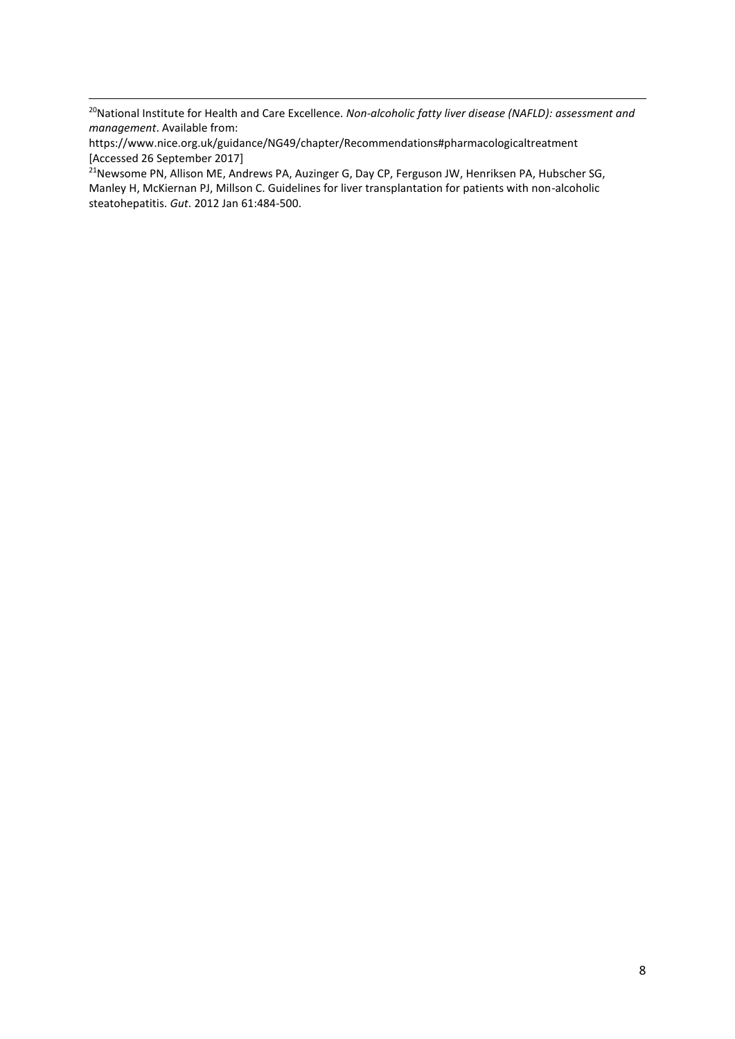[20]National Institute for Health and Care Excellence. *Non-alcoholic fatty liver disease (NAFLD): assessment and management*. Available from:
https://www.nice.org.uk/guidance/NG49/chapter/Recommendations#pharmacologicaltreatment [Accessed 26 September 2017]

[21]Newsome PN, Allison ME, Andrews PA, Auzinger G, Day CP, Ferguson JW, Henriksen PA, Hubscher SG, Manley H, McKiernan PJ, Millson C. Guidelines for liver transplantation for patients with non-alcoholic steatohepatitis. *Gut*. 2012 Jan 61:484-500.